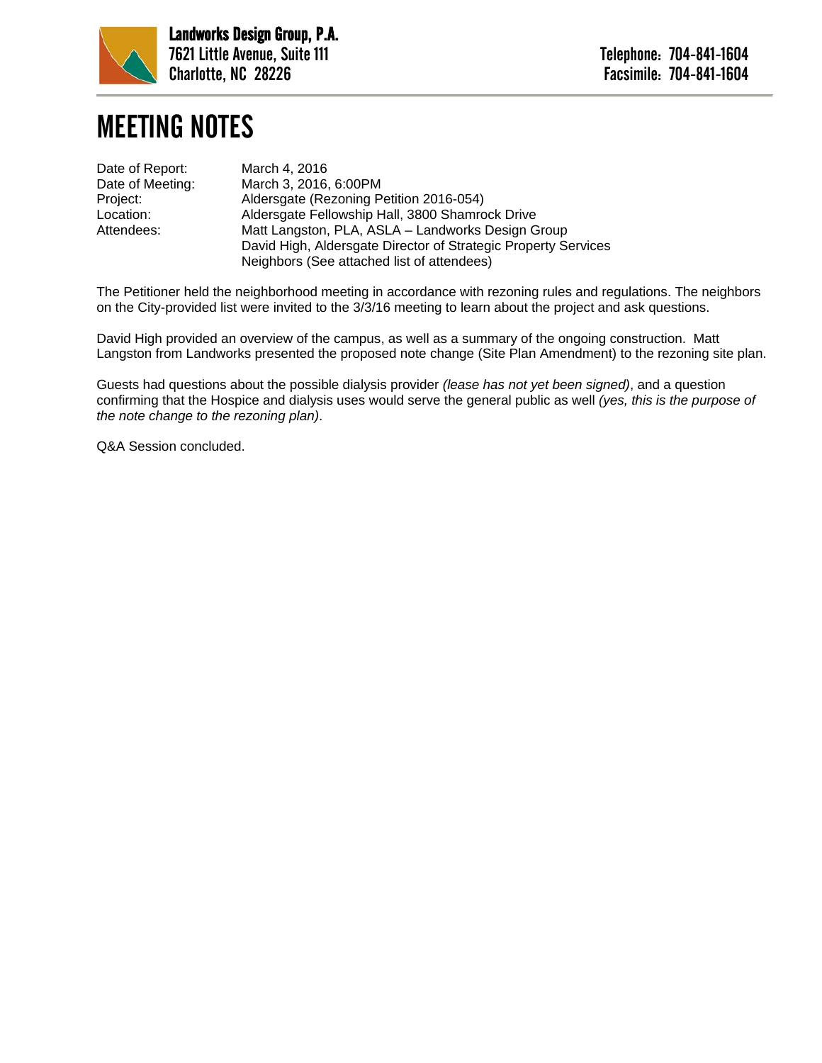**Landworks Design Group, P.A.**
7621 Little Avenue, Suite 111
Charlotte, NC 28226

Telephone: 704-841-1604
Facsimile: 704-841-1604

# MEETING NOTES

| | |
|---|---|
| Date of Report: | March 4, 2016 |
| Date of Meeting: | March 3, 2016, 6:00PM |
| Project: | Aldersgate (Rezoning Petition 2016-054) |
| Location: | Aldersgate Fellowship Hall, 3800 Shamrock Drive |
| Attendees: | Matt Langston, PLA, ASLA – Landworks Design Group |
| | David High, Aldersgate Director of Strategic Property Services |
| | Neighbors (See attached list of attendees) |

The Petitioner held the neighborhood meeting in accordance with rezoning rules and regulations. The neighbors on the City-provided list were invited to the 3/3/16 meeting to learn about the project and ask questions.

David High provided an overview of the campus, as well as a summary of the ongoing construction. Matt Langston from Landworks presented the proposed note change (Site Plan Amendment) to the rezoning site plan.

Guests had questions about the possible dialysis provider *(lease has not yet been signed)*, and a question confirming that the Hospice and dialysis uses would serve the general public as well *(yes, this is the purpose of the note change to the rezoning plan)*.

Q&A Session concluded.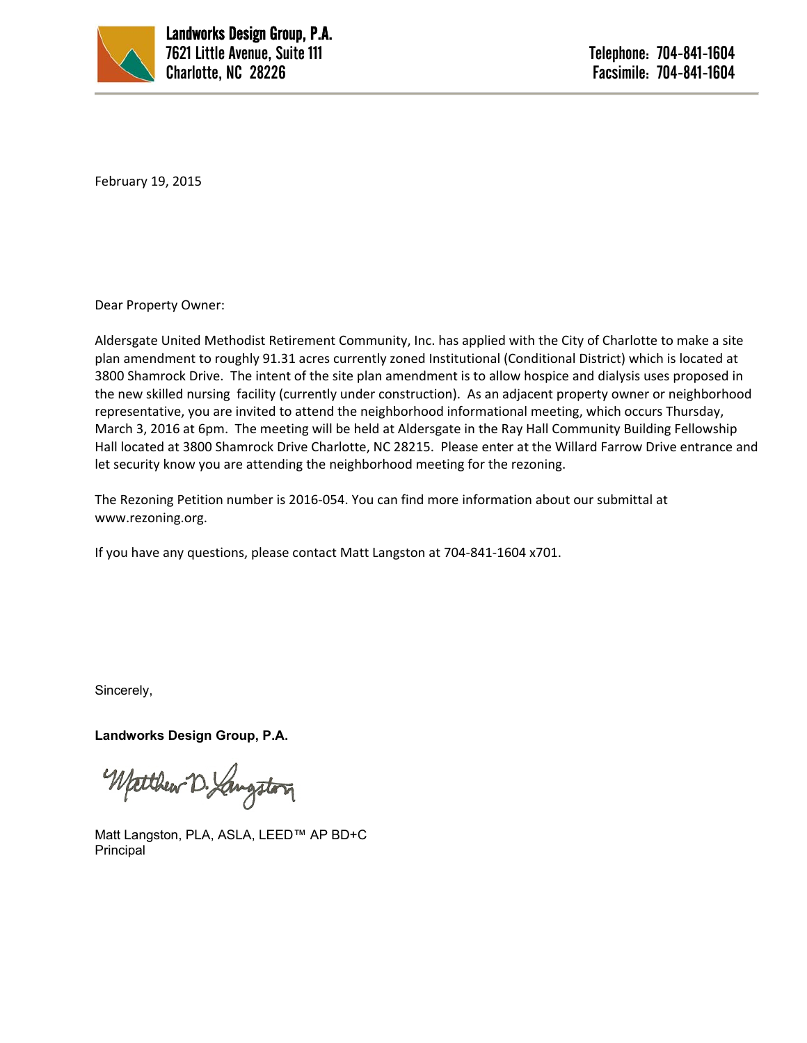**Landworks Design Group, P.A.**
7621 Little Avenue, Suite 111
Charlotte, NC 28226

Telephone: 704-841-1604
Facsimile: 704-841-1604

February 19, 2015

Dear Property Owner:

Aldersgate United Methodist Retirement Community, Inc. has applied with the City of Charlotte to make a site plan amendment to roughly 91.31 acres currently zoned Institutional (Conditional District) which is located at 3800 Shamrock Drive. The intent of the site plan amendment is to allow hospice and dialysis uses proposed in the new skilled nursing facility (currently under construction). As an adjacent property owner or neighborhood representative, you are invited to attend the neighborhood informational meeting, which occurs Thursday, March 3, 2016 at 6pm. The meeting will be held at Aldersgate in the Ray Hall Community Building Fellowship Hall located at 3800 Shamrock Drive Charlotte, NC 28215. Please enter at the Willard Farrow Drive entrance and let security know you are attending the neighborhood meeting for the rezoning.

The Rezoning Petition number is 2016-054. You can find more information about our submittal at www.rezoning.org.

If you have any questions, please contact Matt Langston at 704-841-1604 x701.

Sincerely,

**Landworks Design Group, P.A.**

Matthew D. Langston

Matt Langston, PLA, ASLA, LEED™ AP BD+C
Principal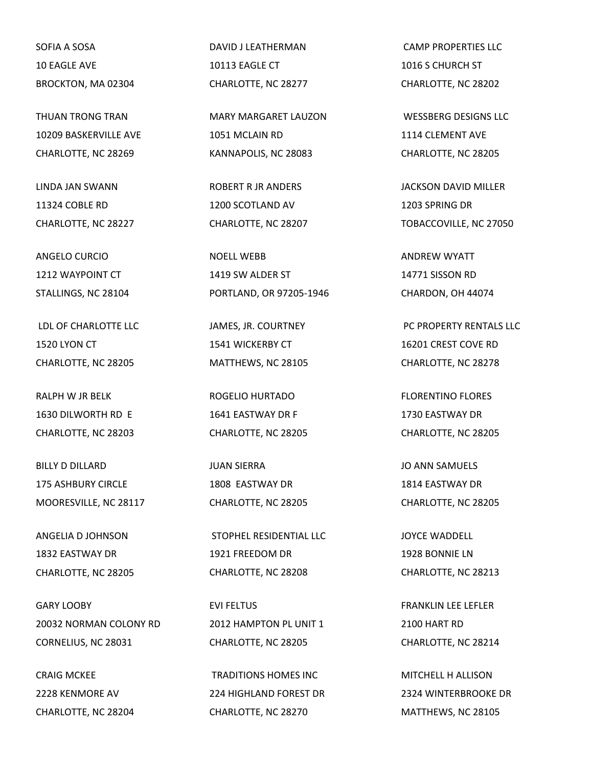SOFIA A SOSA
10 EAGLE AVE
BROCKTON, MA 02304

DAVID J LEATHERMAN
10113 EAGLE CT
CHARLOTTE, NC 28277

CAMP PROPERTIES LLC
1016 S CHURCH ST
CHARLOTTE, NC 28202

THUAN TRONG TRAN
10209 BASKERVILLE AVE
CHARLOTTE, NC 28269

MARY MARGARET LAUZON
1051 MCLAIN RD
KANNAPOLIS, NC 28083

WESSBERG DESIGNS LLC
1114 CLEMENT AVE
CHARLOTTE, NC 28205

LINDA JAN SWANN
11324 COBLE RD
CHARLOTTE, NC 28227

ROBERT R JR ANDERS
1200 SCOTLAND AV
CHARLOTTE, NC 28207

JACKSON DAVID MILLER
1203 SPRING DR
TOBACCOVILLE, NC 27050

ANGELO CURCIO
1212 WAYPOINT CT
STALLINGS, NC 28104

NOELL WEBB
1419 SW ALDER ST
PORTLAND, OR 97205-1946

ANDREW WYATT
14771 SISSON RD
CHARDON, OH 44074

LDL OF CHARLOTTE LLC
1520 LYON CT
CHARLOTTE, NC 28205

JAMES, JR. COURTNEY
1541 WICKERBY CT
MATTHEWS, NC 28105

PC PROPERTY RENTALS LLC
16201 CREST COVE RD
CHARLOTTE, NC 28278

RALPH W JR BELK
1630 DILWORTH RD E
CHARLOTTE, NC 28203

ROGELIO HURTADO
1641 EASTWAY DR F
CHARLOTTE, NC 28205

FLORENTINO FLORES
1730 EASTWAY DR
CHARLOTTE, NC 28205

BILLY D DILLARD
175 ASHBURY CIRCLE
MOORESVILLE, NC 28117

JUAN SIERRA
1808 EASTWAY DR
CHARLOTTE, NC 28205

JO ANN SAMUELS
1814 EASTWAY DR
CHARLOTTE, NC 28205

ANGELIA D JOHNSON
1832 EASTWAY DR
CHARLOTTE, NC 28205

STOPHEL RESIDENTIAL LLC
1921 FREEDOM DR
CHARLOTTE, NC 28208

JOYCE WADDELL
1928 BONNIE LN
CHARLOTTE, NC 28213

GARY LOOBY
20032 NORMAN COLONY RD
CORNELIUS, NC 28031

EVI FELTUS
2012 HAMPTON PL UNIT 1
CHARLOTTE, NC 28205

FRANKLIN LEE LEFLER
2100 HART RD
CHARLOTTE, NC 28214

CRAIG MCKEE
2228 KENMORE AV
CHARLOTTE, NC 28204

TRADITIONS HOMES INC
224 HIGHLAND FOREST DR
CHARLOTTE, NC 28270

MITCHELL H ALLISON
2324 WINTERBROOKE DR
MATTHEWS, NC 28105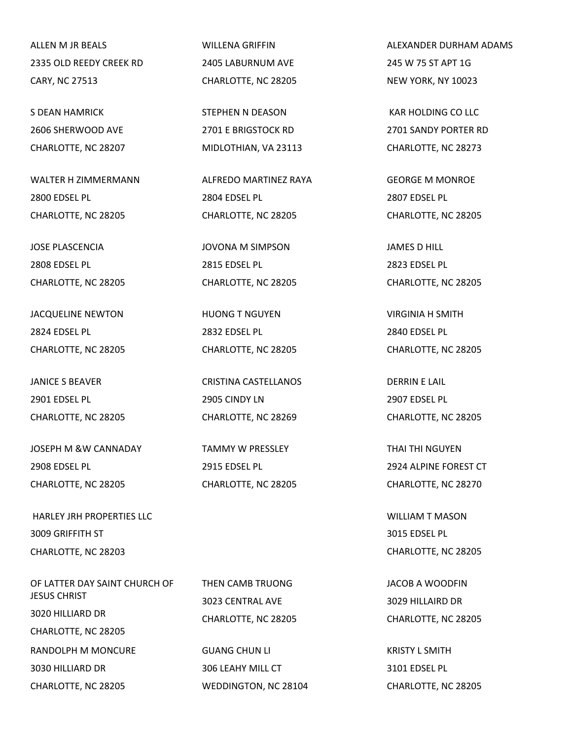ALLEN M JR BEALS
2335 OLD REEDY CREEK RD
CARY, NC 27513

WILLENA GRIFFIN
2405 LABURNUM AVE
CHARLOTTE, NC 28205

ALEXANDER DURHAM ADAMS
245 W 75 ST APT 1G
NEW YORK, NY 10023

S DEAN HAMRICK
2606 SHERWOOD AVE
CHARLOTTE, NC 28207

STEPHEN N DEASON
2701 E BRIGSTOCK RD
MIDLOTHIAN, VA 23113

KAR HOLDING CO LLC
2701 SANDY PORTER RD
CHARLOTTE, NC 28273

WALTER H ZIMMERMANN
2800 EDSEL PL
CHARLOTTE, NC 28205

ALFREDO MARTINEZ RAYA
2804 EDSEL PL
CHARLOTTE, NC 28205

GEORGE M MONROE
2807 EDSEL PL
CHARLOTTE, NC 28205

JOSE PLASCENCIA
2808 EDSEL PL
CHARLOTTE, NC 28205

JOVONA M SIMPSON
2815 EDSEL PL
CHARLOTTE, NC 28205

JAMES D HILL
2823 EDSEL PL
CHARLOTTE, NC 28205

JACQUELINE NEWTON
2824 EDSEL PL
CHARLOTTE, NC 28205

HUONG T NGUYEN
2832 EDSEL PL
CHARLOTTE, NC 28205

VIRGINIA H SMITH
2840 EDSEL PL
CHARLOTTE, NC 28205

JANICE S BEAVER
2901 EDSEL PL
CHARLOTTE, NC 28205

CRISTINA CASTELLANOS
2905 CINDY LN
CHARLOTTE, NC 28269

DERRIN E LAIL
2907 EDSEL PL
CHARLOTTE, NC 28205

JOSEPH M &W CANNADAY
2908 EDSEL PL
CHARLOTTE, NC 28205

TAMMY W PRESSLEY
2915 EDSEL PL
CHARLOTTE, NC 28205

THAI THI NGUYEN
2924 ALPINE FOREST CT
CHARLOTTE, NC 28270

HARLEY JRH PROPERTIES LLC
3009 GRIFFITH ST
CHARLOTTE, NC 28203

WILLIAM T MASON
3015 EDSEL PL
CHARLOTTE, NC 28205

OF LATTER DAY SAINT CHURCH OF JESUS CHRIST
3020 HILLIARD DR
CHARLOTTE, NC 28205

THEN CAMB TRUONG
3023 CENTRAL AVE
CHARLOTTE, NC 28205

JACOB A WOODFIN
3029 HILLAIRD DR
CHARLOTTE, NC 28205

RANDOLPH M MONCURE
3030 HILLIARD DR
CHARLOTTE, NC 28205

GUANG CHUN LI
306 LEAHY MILL CT
WEDDINGTON, NC 28104

KRISTY L SMITH
3101 EDSEL PL
CHARLOTTE, NC 28205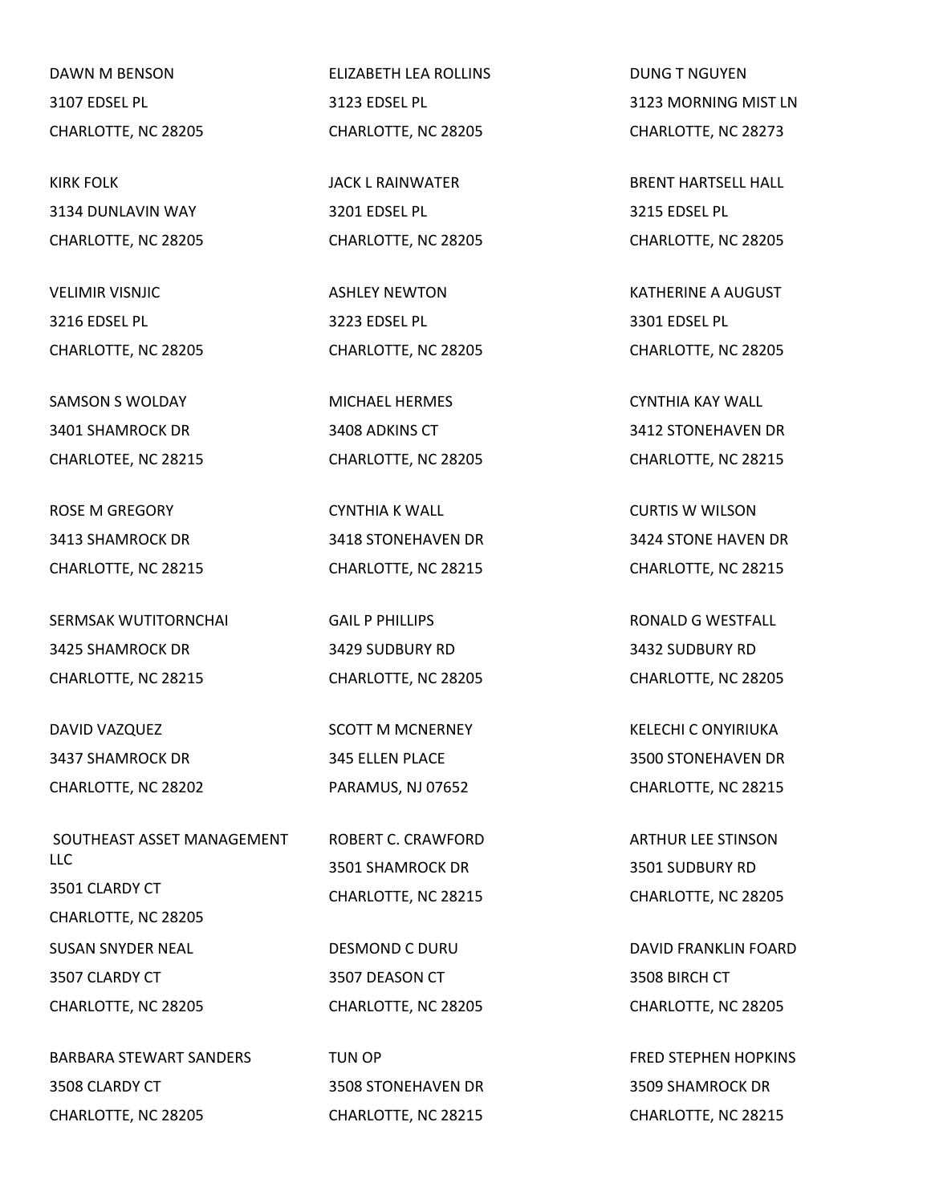DAWN M BENSON
3107 EDSEL PL
CHARLOTTE, NC 28205

ELIZABETH LEA ROLLINS
3123 EDSEL PL
CHARLOTTE, NC 28205

DUNG T NGUYEN
3123 MORNING MIST LN
CHARLOTTE, NC 28273

KIRK FOLK
3134 DUNLAVIN WAY
CHARLOTTE, NC 28205

JACK L RAINWATER
3201 EDSEL PL
CHARLOTTE, NC 28205

BRENT HARTSELL HALL
3215 EDSEL PL
CHARLOTTE, NC 28205

VELIMIR VISNJIC
3216 EDSEL PL
CHARLOTTE, NC 28205

ASHLEY NEWTON
3223 EDSEL PL
CHARLOTTE, NC 28205

KATHERINE A AUGUST
3301 EDSEL PL
CHARLOTTE, NC 28205

SAMSON S WOLDAY
3401 SHAMROCK DR
CHARLOTEE, NC 28215

MICHAEL HERMES
3408 ADKINS CT
CHARLOTTE, NC 28205

CYNTHIA KAY WALL
3412 STONEHAVEN DR
CHARLOTTE, NC 28215

ROSE M GREGORY
3413 SHAMROCK DR
CHARLOTTE, NC 28215

CYNTHIA K WALL
3418 STONEHAVEN DR
CHARLOTTE, NC 28215

CURTIS W WILSON
3424 STONE HAVEN DR
CHARLOTTE, NC 28215

SERMSAK WUTITORNCHAI
3425 SHAMROCK DR
CHARLOTTE, NC 28215

GAIL P PHILLIPS
3429 SUDBURY RD
CHARLOTTE, NC 28205

RONALD G WESTFALL
3432 SUDBURY RD
CHARLOTTE, NC 28205

DAVID VAZQUEZ
3437 SHAMROCK DR
CHARLOTTE, NC 28202

SCOTT M MCNERNEY
345 ELLEN PLACE
PARAMUS, NJ 07652

KELECHI C ONYIRIUKA
3500 STONEHAVEN DR
CHARLOTTE, NC 28215

SOUTHEAST ASSET MANAGEMENT LLC
3501 CLARDY CT
CHARLOTTE, NC 28205

ROBERT C. CRAWFORD
3501 SHAMROCK DR
CHARLOTTE, NC 28215

ARTHUR LEE STINSON
3501 SUDBURY RD
CHARLOTTE, NC 28205

SUSAN SNYDER NEAL
3507 CLARDY CT
CHARLOTTE, NC 28205

DESMOND C DURU
3507 DEASON CT
CHARLOTTE, NC 28205

DAVID FRANKLIN FOARD
3508 BIRCH CT
CHARLOTTE, NC 28205

BARBARA STEWART SANDERS
3508 CLARDY CT
CHARLOTTE, NC 28205

TUN OP
3508 STONEHAVEN DR
CHARLOTTE, NC 28215

FRED STEPHEN HOPKINS
3509 SHAMROCK DR
CHARLOTTE, NC 28215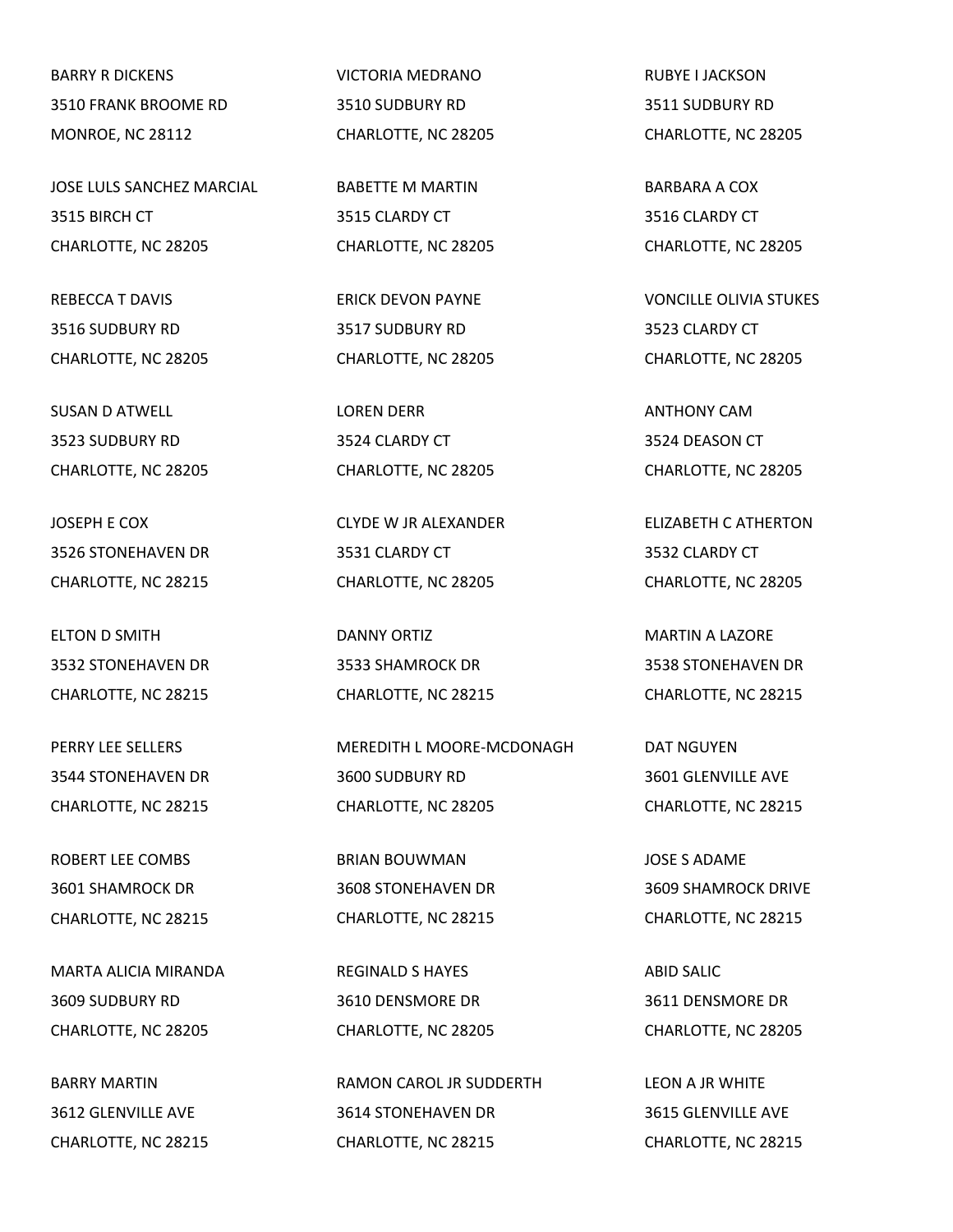BARRY R DICKENS
3510 FRANK BROOME RD
MONROE, NC 28112

VICTORIA MEDRANO
3510 SUDBURY RD
CHARLOTTE, NC 28205

RUBYE I JACKSON
3511 SUDBURY RD
CHARLOTTE, NC 28205

JOSE LULS SANCHEZ MARCIAL
3515 BIRCH CT
CHARLOTTE, NC 28205

BABETTE M MARTIN
3515 CLARDY CT
CHARLOTTE, NC 28205

BARBARA A COX
3516 CLARDY CT
CHARLOTTE, NC 28205

REBECCA T DAVIS
3516 SUDBURY RD
CHARLOTTE, NC 28205

ERICK DEVON PAYNE
3517 SUDBURY RD
CHARLOTTE, NC 28205

VONCILLE OLIVIA STUKES
3523 CLARDY CT
CHARLOTTE, NC 28205

SUSAN D ATWELL
3523 SUDBURY RD
CHARLOTTE, NC 28205

LOREN DERR
3524 CLARDY CT
CHARLOTTE, NC 28205

ANTHONY CAM
3524 DEASON CT
CHARLOTTE, NC 28205

JOSEPH E COX
3526 STONEHAVEN DR
CHARLOTTE, NC 28215

CLYDE W JR ALEXANDER
3531 CLARDY CT
CHARLOTTE, NC 28205

ELIZABETH C ATHERTON
3532 CLARDY CT
CHARLOTTE, NC 28205

ELTON D SMITH
3532 STONEHAVEN DR
CHARLOTTE, NC 28215

DANNY ORTIZ
3533 SHAMROCK DR
CHARLOTTE, NC 28215

MARTIN A LAZORE
3538 STONEHAVEN DR
CHARLOTTE, NC 28215

PERRY LEE SELLERS
3544 STONEHAVEN DR
CHARLOTTE, NC 28215

MEREDITH L MOORE-MCDONAGH
3600 SUDBURY RD
CHARLOTTE, NC 28205

DAT NGUYEN
3601 GLENVILLE AVE
CHARLOTTE, NC 28215

ROBERT LEE COMBS
3601 SHAMROCK DR
CHARLOTTE, NC 28215

BRIAN BOUWMAN
3608 STONEHAVEN DR
CHARLOTTE, NC 28215

JOSE S ADAME
3609 SHAMROCK DRIVE
CHARLOTTE, NC 28215

MARTA ALICIA MIRANDA
3609 SUDBURY RD
CHARLOTTE, NC 28205

REGINALD S HAYES
3610 DENSMORE DR
CHARLOTTE, NC 28205

ABID SALIC
3611 DENSMORE DR
CHARLOTTE, NC 28205

BARRY MARTIN
3612 GLENVILLE AVE
CHARLOTTE, NC 28215

RAMON CAROL JR SUDDERTH
3614 STONEHAVEN DR
CHARLOTTE, NC 28215

LEON A JR WHITE
3615 GLENVILLE AVE
CHARLOTTE, NC 28215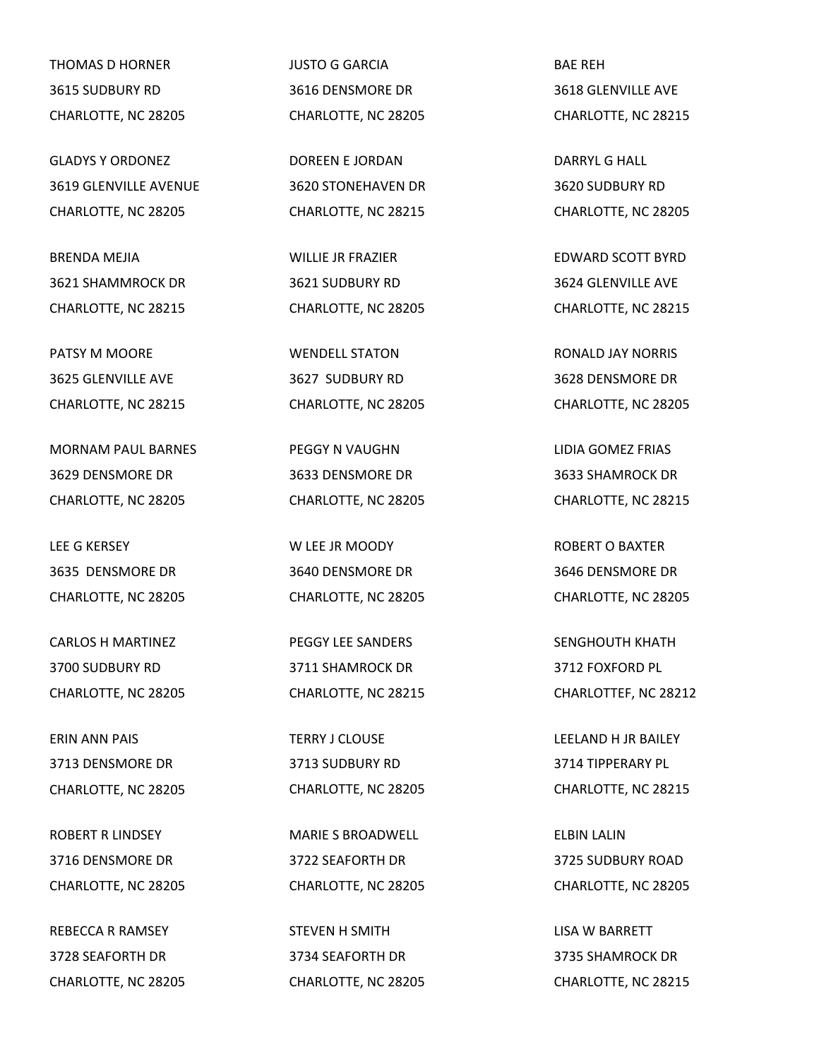THOMAS D HORNER
3615 SUDBURY RD
CHARLOTTE, NC 28205

JUSTO G GARCIA
3616 DENSMORE DR
CHARLOTTE, NC 28205

BAE REH
3618 GLENVILLE AVE
CHARLOTTE, NC 28215

GLADYS Y ORDONEZ
3619 GLENVILLE AVENUE
CHARLOTTE, NC 28205

DOREEN E JORDAN
3620 STONEHAVEN DR
CHARLOTTE, NC 28215

DARRYL G HALL
3620 SUDBURY RD
CHARLOTTE, NC 28205

BRENDA MEJIA
3621 SHAMMROCK DR
CHARLOTTE, NC 28215

WILLIE JR FRAZIER
3621 SUDBURY RD
CHARLOTTE, NC 28205

EDWARD SCOTT BYRD
3624 GLENVILLE AVE
CHARLOTTE, NC 28215

PATSY M MOORE
3625 GLENVILLE AVE
CHARLOTTE, NC 28215

WENDELL STATON
3627 SUDBURY RD
CHARLOTTE, NC 28205

RONALD JAY NORRIS
3628 DENSMORE DR
CHARLOTTE, NC 28205

MORNAM PAUL BARNES
3629 DENSMORE DR
CHARLOTTE, NC 28205

PEGGY N VAUGHN
3633 DENSMORE DR
CHARLOTTE, NC 28205

LIDIA GOMEZ FRIAS
3633 SHAMROCK DR
CHARLOTTE, NC 28215

LEE G KERSEY
3635 DENSMORE DR
CHARLOTTE, NC 28205

W LEE JR MOODY
3640 DENSMORE DR
CHARLOTTE, NC 28205

ROBERT O BAXTER
3646 DENSMORE DR
CHARLOTTE, NC 28205

CARLOS H MARTINEZ
3700 SUDBURY RD
CHARLOTTE, NC 28205

PEGGY LEE SANDERS
3711 SHAMROCK DR
CHARLOTTE, NC 28215

SENGHOUTH KHATH
3712 FOXFORD PL
CHARLOTTEF, NC 28212

ERIN ANN PAIS
3713 DENSMORE DR
CHARLOTTE, NC 28205

TERRY J CLOUSE
3713 SUDBURY RD
CHARLOTTE, NC 28205

LEELAND H JR BAILEY
3714 TIPPERARY PL
CHARLOTTE, NC 28215

ROBERT R LINDSEY
3716 DENSMORE DR
CHARLOTTE, NC 28205

MARIE S BROADWELL
3722 SEAFORTH DR
CHARLOTTE, NC 28205

ELBIN LALIN
3725 SUDBURY ROAD
CHARLOTTE, NC 28205

REBECCA R RAMSEY
3728 SEAFORTH DR
CHARLOTTE, NC 28205

STEVEN H SMITH
3734 SEAFORTH DR
CHARLOTTE, NC 28205

LISA W BARRETT
3735 SHAMROCK DR
CHARLOTTE, NC 28215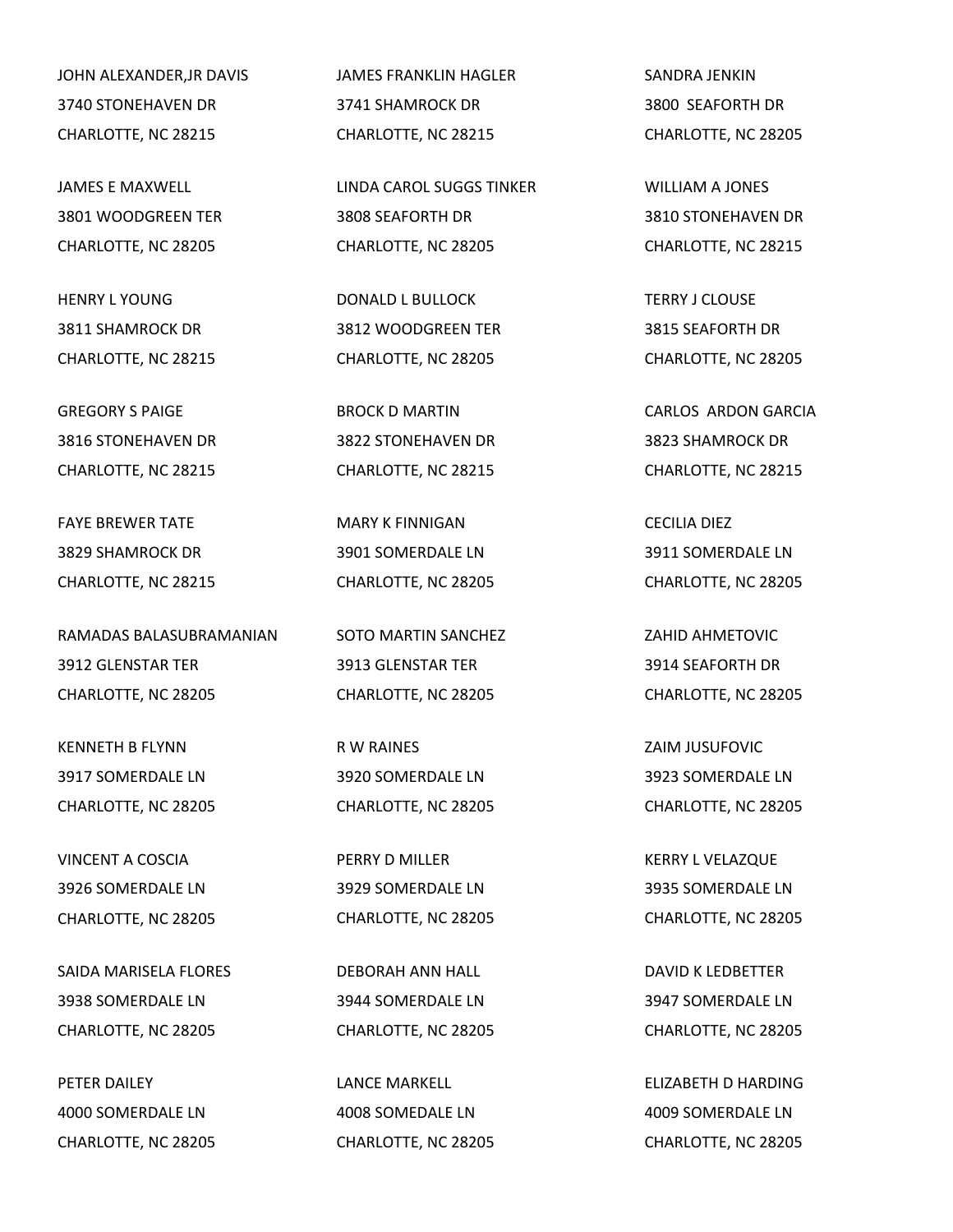JOHN ALEXANDER,JR DAVIS
3740 STONEHAVEN DR
CHARLOTTE, NC 28215

JAMES FRANKLIN HAGLER
3741 SHAMROCK DR
CHARLOTTE, NC 28215

SANDRA JENKIN
3800 SEAFORTH DR
CHARLOTTE, NC 28205

JAMES E MAXWELL
3801 WOODGREEN TER
CHARLOTTE, NC 28205

LINDA CAROL SUGGS TINKER
3808 SEAFORTH DR
CHARLOTTE, NC 28205

WILLIAM A JONES
3810 STONEHAVEN DR
CHARLOTTE, NC 28215

HENRY L YOUNG
3811 SHAMROCK DR
CHARLOTTE, NC 28215

DONALD L BULLOCK
3812 WOODGREEN TER
CHARLOTTE, NC 28205

TERRY J CLOUSE
3815 SEAFORTH DR
CHARLOTTE, NC 28205

GREGORY S PAIGE
3816 STONEHAVEN DR
CHARLOTTE, NC 28215

BROCK D MARTIN
3822 STONEHAVEN DR
CHARLOTTE, NC 28215

CARLOS ARDON GARCIA
3823 SHAMROCK DR
CHARLOTTE, NC 28215

FAYE BREWER TATE
3829 SHAMROCK DR
CHARLOTTE, NC 28215

MARY K FINNIGAN
3901 SOMERDALE LN
CHARLOTTE, NC 28205

CECILIA DIEZ
3911 SOMERDALE LN
CHARLOTTE, NC 28205

RAMADAS BALASUBRAMANIAN
3912 GLENSTAR TER
CHARLOTTE, NC 28205

SOTO MARTIN SANCHEZ
3913 GLENSTAR TER
CHARLOTTE, NC 28205

ZAHID AHMETOVIC
3914 SEAFORTH DR
CHARLOTTE, NC 28205

KENNETH B FLYNN
3917 SOMERDALE LN
CHARLOTTE, NC 28205

R W RAINES
3920 SOMERDALE LN
CHARLOTTE, NC 28205

ZAIM JUSUFOVIC
3923 SOMERDALE LN
CHARLOTTE, NC 28205

VINCENT A COSCIA
3926 SOMERDALE LN
CHARLOTTE, NC 28205

PERRY D MILLER
3929 SOMERDALE LN
CHARLOTTE, NC 28205

KERRY L VELAZQUE
3935 SOMERDALE LN
CHARLOTTE, NC 28205

SAIDA MARISELA FLORES
3938 SOMERDALE LN
CHARLOTTE, NC 28205

DEBORAH ANN HALL
3944 SOMERDALE LN
CHARLOTTE, NC 28205

DAVID K LEDBETTER
3947 SOMERDALE LN
CHARLOTTE, NC 28205

PETER DAILEY
4000 SOMERDALE LN
CHARLOTTE, NC 28205

LANCE MARKELL
4008 SOMEDALE LN
CHARLOTTE, NC 28205

ELIZABETH D HARDING
4009 SOMERDALE LN
CHARLOTTE, NC 28205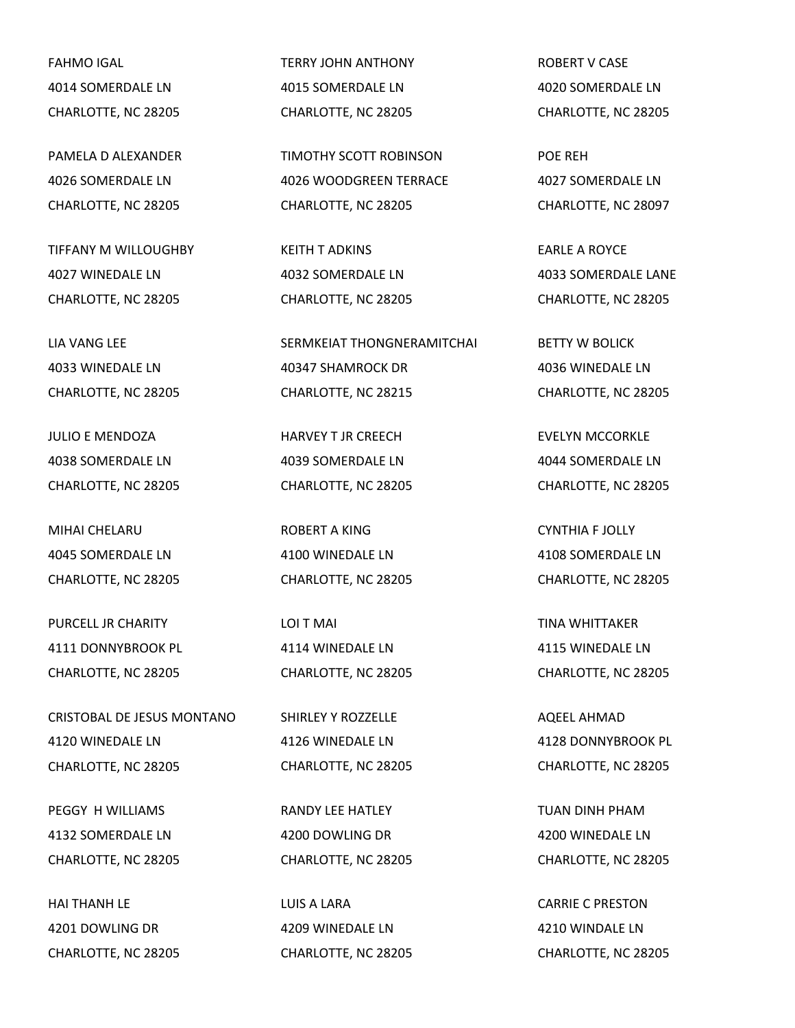FAHMO IGAL
4014 SOMERDALE LN
CHARLOTTE, NC 28205

TERRY JOHN ANTHONY
4015 SOMERDALE LN
CHARLOTTE, NC 28205

ROBERT V CASE
4020 SOMERDALE LN
CHARLOTTE, NC 28205

PAMELA D ALEXANDER
4026 SOMERDALE LN
CHARLOTTE, NC 28205

TIMOTHY SCOTT ROBINSON
4026 WOODGREEN TERRACE
CHARLOTTE, NC 28205

POE REH
4027 SOMERDALE LN
CHARLOTTE, NC 28097

TIFFANY M WILLOUGHBY
4027 WINEDALE LN
CHARLOTTE, NC 28205

KEITH T ADKINS
4032 SOMERDALE LN
CHARLOTTE, NC 28205

EARLE A ROYCE
4033 SOMERDALE LANE
CHARLOTTE, NC 28205

LIA VANG LEE
4033 WINEDALE LN
CHARLOTTE, NC 28205

SERMKEIAT THONGNERAMITCHAI
40347 SHAMROCK DR
CHARLOTTE, NC 28215

BETTY W BOLICK
4036 WINEDALE LN
CHARLOTTE, NC 28205

JULIO E MENDOZA
4038 SOMERDALE LN
CHARLOTTE, NC 28205

HARVEY T JR CREECH
4039 SOMERDALE LN
CHARLOTTE, NC 28205

EVELYN MCCORKLE
4044 SOMERDALE LN
CHARLOTTE, NC 28205

MIHAI CHELARU
4045 SOMERDALE LN
CHARLOTTE, NC 28205

ROBERT A KING
4100 WINEDALE LN
CHARLOTTE, NC 28205

CYNTHIA F JOLLY
4108 SOMERDALE LN
CHARLOTTE, NC 28205

PURCELL JR CHARITY
4111 DONNYBROOK PL
CHARLOTTE, NC 28205

LOI T MAI
4114 WINEDALE LN
CHARLOTTE, NC 28205

TINA WHITTAKER
4115 WINEDALE LN
CHARLOTTE, NC 28205

CRISTOBAL DE JESUS MONTANO
4120 WINEDALE LN
CHARLOTTE, NC 28205

SHIRLEY Y ROZZELLE
4126 WINEDALE LN
CHARLOTTE, NC 28205

AQEEL AHMAD
4128 DONNYBROOK PL
CHARLOTTE, NC 28205

PEGGY H WILLIAMS
4132 SOMERDALE LN
CHARLOTTE, NC 28205

RANDY LEE HATLEY
4200 DOWLING DR
CHARLOTTE, NC 28205

TUAN DINH PHAM
4200 WINEDALE LN
CHARLOTTE, NC 28205

HAI THANH LE
4201 DOWLING DR
CHARLOTTE, NC 28205

LUIS A LARA
4209 WINEDALE LN
CHARLOTTE, NC 28205

CARRIE C PRESTON
4210 WINDALE LN
CHARLOTTE, NC 28205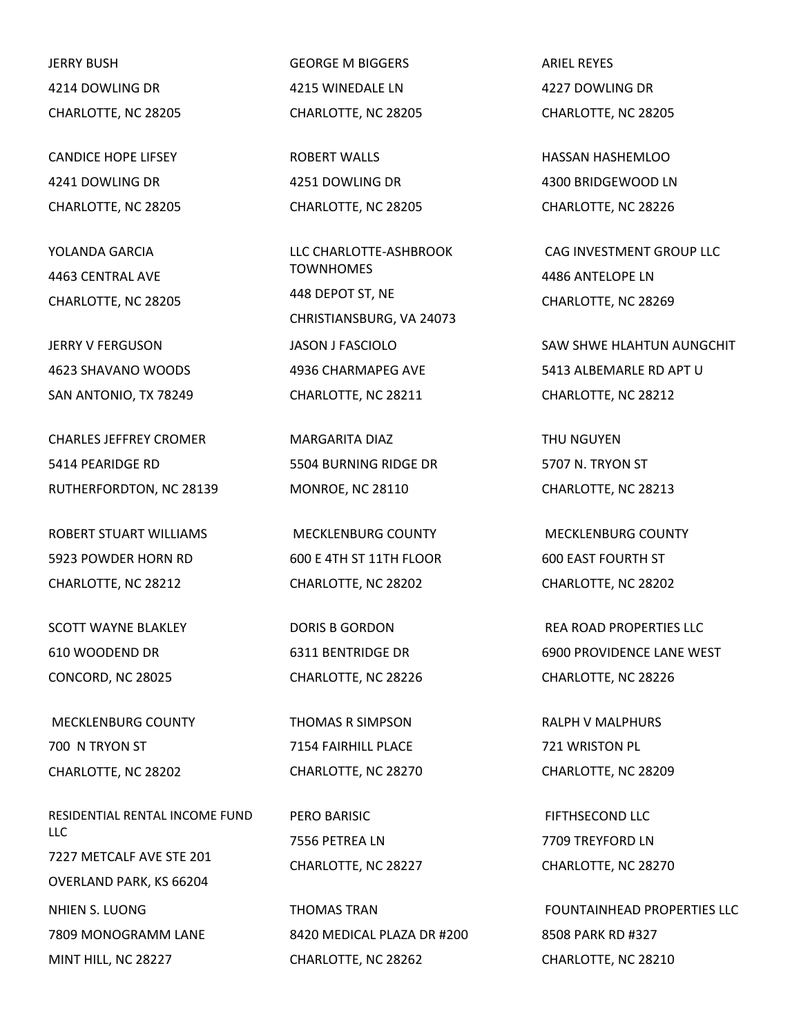JERRY BUSH
4214 DOWLING DR
CHARLOTTE, NC 28205

GEORGE M BIGGERS
4215 WINEDALE LN
CHARLOTTE, NC 28205

ARIEL REYES
4227 DOWLING DR
CHARLOTTE, NC 28205

CANDICE HOPE LIFSEY
4241 DOWLING DR
CHARLOTTE, NC 28205

ROBERT WALLS
4251 DOWLING DR
CHARLOTTE, NC 28205

HASSAN HASHEMLOO
4300 BRIDGEWOOD LN
CHARLOTTE, NC 28226

YOLANDA GARCIA
4463 CENTRAL AVE
CHARLOTTE, NC 28205

LLC CHARLOTTE-ASHBROOK TOWNHOMES
448 DEPOT ST, NE
CHRISTIANSBURG, VA 24073

CAG INVESTMENT GROUP LLC
4486 ANTELOPE LN
CHARLOTTE, NC 28269

JERRY V FERGUSON
4623 SHAVANO WOODS
SAN ANTONIO, TX 78249

JASON J FASCIOLO
4936 CHARMAPEG AVE
CHARLOTTE, NC 28211

SAW SHWE HLAHTUN AUNGCHIT
5413 ALBEMARLE RD APT U
CHARLOTTE, NC 28212

CHARLES JEFFREY CROMER
5414 PEARIDGE RD
RUTHERFORDTON, NC 28139

MARGARITA DIAZ
5504 BURNING RIDGE DR
MONROE, NC 28110

THU NGUYEN
5707 N. TRYON ST
CHARLOTTE, NC 28213

ROBERT STUART WILLIAMS
5923 POWDER HORN RD
CHARLOTTE, NC 28212

MECKLENBURG COUNTY
600 E 4TH ST 11TH FLOOR
CHARLOTTE, NC 28202

MECKLENBURG COUNTY
600 EAST FOURTH ST
CHARLOTTE, NC 28202

SCOTT WAYNE BLAKLEY
610 WOODEND DR
CONCORD, NC 28025

DORIS B GORDON
6311 BENTRIDGE DR
CHARLOTTE, NC 28226

REA ROAD PROPERTIES LLC
6900 PROVIDENCE LANE WEST
CHARLOTTE, NC 28226

MECKLENBURG COUNTY
700 N TRYON ST
CHARLOTTE, NC 28202

THOMAS R SIMPSON
7154 FAIRHILL PLACE
CHARLOTTE, NC 28270

RALPH V MALPHURS
721 WRISTON PL
CHARLOTTE, NC 28209

RESIDENTIAL RENTAL INCOME FUND LLC
7227 METCALF AVE STE 201
OVERLAND PARK, KS 66204

PERO BARISIC
7556 PETREA LN
CHARLOTTE, NC 28227

FIFTHSECOND LLC
7709 TREYFORD LN
CHARLOTTE, NC 28270

NHIEN S. LUONG
7809 MONOGRAMM LANE
MINT HILL, NC 28227

THOMAS TRAN
8420 MEDICAL PLAZA DR #200
CHARLOTTE, NC 28262

FOUNTAINHEAD PROPERTIES LLC
8508 PARK RD #327
CHARLOTTE, NC 28210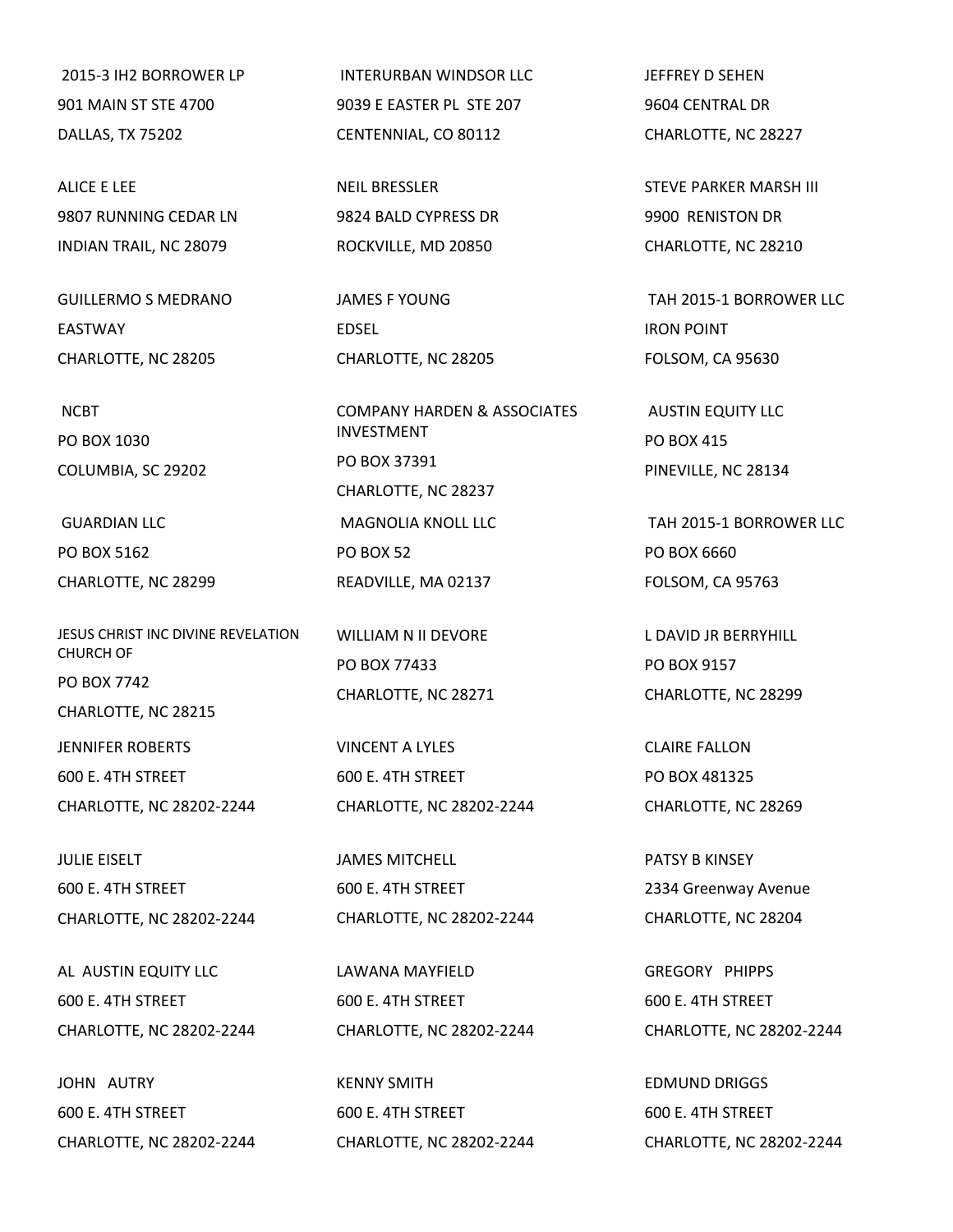2015-3 IH2 BORROWER LP
901 MAIN ST STE 4700
DALLAS, TX 75202

ALICE E LEE
9807 RUNNING CEDAR LN
INDIAN TRAIL, NC 28079

GUILLERMO S MEDRANO
EASTWAY
CHARLOTTE, NC 28205

NCBT
PO BOX 1030
COLUMBIA, SC 29202

GUARDIAN LLC
PO BOX 5162
CHARLOTTE, NC 28299

JESUS CHRIST INC DIVINE REVELATION CHURCH OF
PO BOX 7742
CHARLOTTE, NC 28215

JENNIFER ROBERTS
600 E. 4TH STREET
CHARLOTTE, NC 28202-2244

JULIE EISELT
600 E. 4TH STREET
CHARLOTTE, NC 28202-2244

AL AUSTIN EQUITY LLC
600 E. 4TH STREET
CHARLOTTE, NC 28202-2244

JOHN AUTRY
600 E. 4TH STREET
CHARLOTTE, NC 28202-2244

INTERURBAN WINDSOR LLC
9039 E EASTER PL STE 207
CENTENNIAL, CO 80112

NEIL BRESSLER
9824 BALD CYPRESS DR
ROCKVILLE, MD 20850

JAMES F YOUNG
EDSEL
CHARLOTTE, NC 28205

COMPANY HARDEN & ASSOCIATES INVESTMENT
PO BOX 37391
CHARLOTTE, NC 28237

MAGNOLIA KNOLL LLC
PO BOX 52
READVILLE, MA 02137

WILLIAM N II DEVORE
PO BOX 77433
CHARLOTTE, NC 28271

VINCENT A LYLES
600 E. 4TH STREET
CHARLOTTE, NC 28202-2244

JAMES MITCHELL
600 E. 4TH STREET
CHARLOTTE, NC 28202-2244

LAWANA MAYFIELD
600 E. 4TH STREET
CHARLOTTE, NC 28202-2244

KENNY SMITH
600 E. 4TH STREET
CHARLOTTE, NC 28202-2244

JEFFREY D SEHEN
9604 CENTRAL DR
CHARLOTTE, NC 28227

STEVE PARKER MARSH III
9900 RENISTON DR
CHARLOTTE, NC 28210

TAH 2015-1 BORROWER LLC
IRON POINT
FOLSOM, CA 95630

AUSTIN EQUITY LLC
PO BOX 415
PINEVILLE, NC 28134

TAH 2015-1 BORROWER LLC
PO BOX 6660
FOLSOM, CA 95763

L DAVID JR BERRYHILL
PO BOX 9157
CHARLOTTE, NC 28299

CLAIRE FALLON
PO BOX 481325
CHARLOTTE, NC 28269

PATSY B KINSEY
2334 Greenway Avenue
CHARLOTTE, NC 28204

GREGORY PHIPPS
600 E. 4TH STREET
CHARLOTTE, NC 28202-2244

EDMUND DRIGGS
600 E. 4TH STREET
CHARLOTTE, NC 28202-2244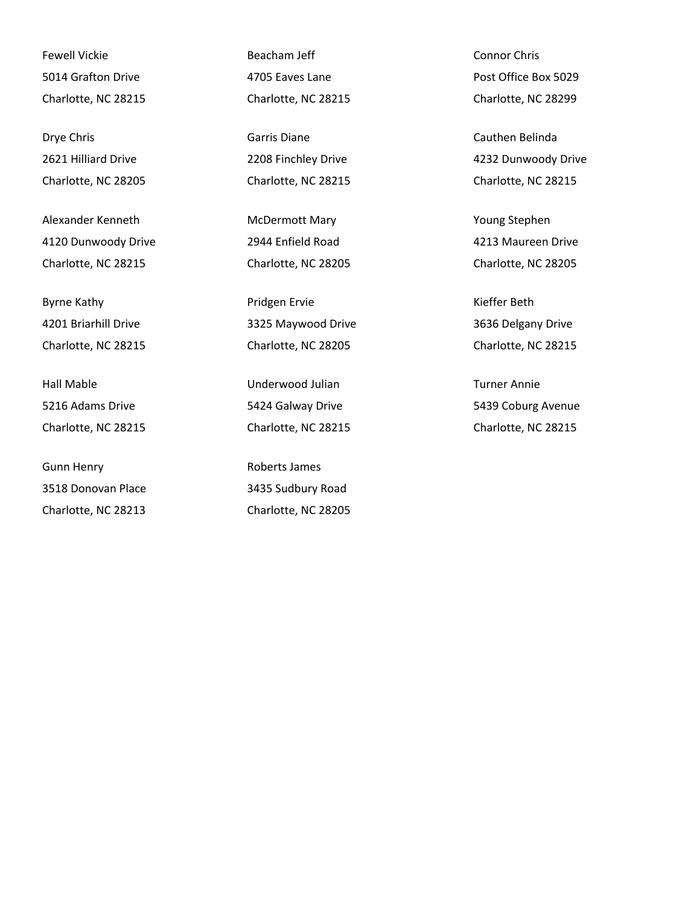Fewell Vickie
5014 Grafton Drive
Charlotte, NC 28215

Drye Chris
2621 Hilliard Drive
Charlotte, NC 28205

Alexander Kenneth
4120 Dunwoody Drive
Charlotte, NC 28215

Byrne Kathy
4201 Briarhill Drive
Charlotte, NC 28215

Hall Mable
5216 Adams Drive
Charlotte, NC 28215

Gunn Henry
3518 Donovan Place
Charlotte, NC 28213

Beacham Jeff
4705 Eaves Lane
Charlotte, NC 28215

Garris Diane
2208 Finchley Drive
Charlotte, NC 28215

McDermott Mary
2944 Enfield Road
Charlotte, NC 28205

Pridgen Ervie
3325 Maywood Drive
Charlotte, NC 28205

Underwood Julian
5424 Galway Drive
Charlotte, NC 28215

Roberts James
3435 Sudbury Road
Charlotte, NC 28205

Connor Chris
Post Office Box 5029
Charlotte, NC 28299

Cauthen Belinda
4232 Dunwoody Drive
Charlotte, NC 28215

Young Stephen
4213 Maureen Drive
Charlotte, NC 28205

Kieffer Beth
3636 Delgany Drive
Charlotte, NC 28215

Turner Annie
5439 Coburg Avenue
Charlotte, NC 28215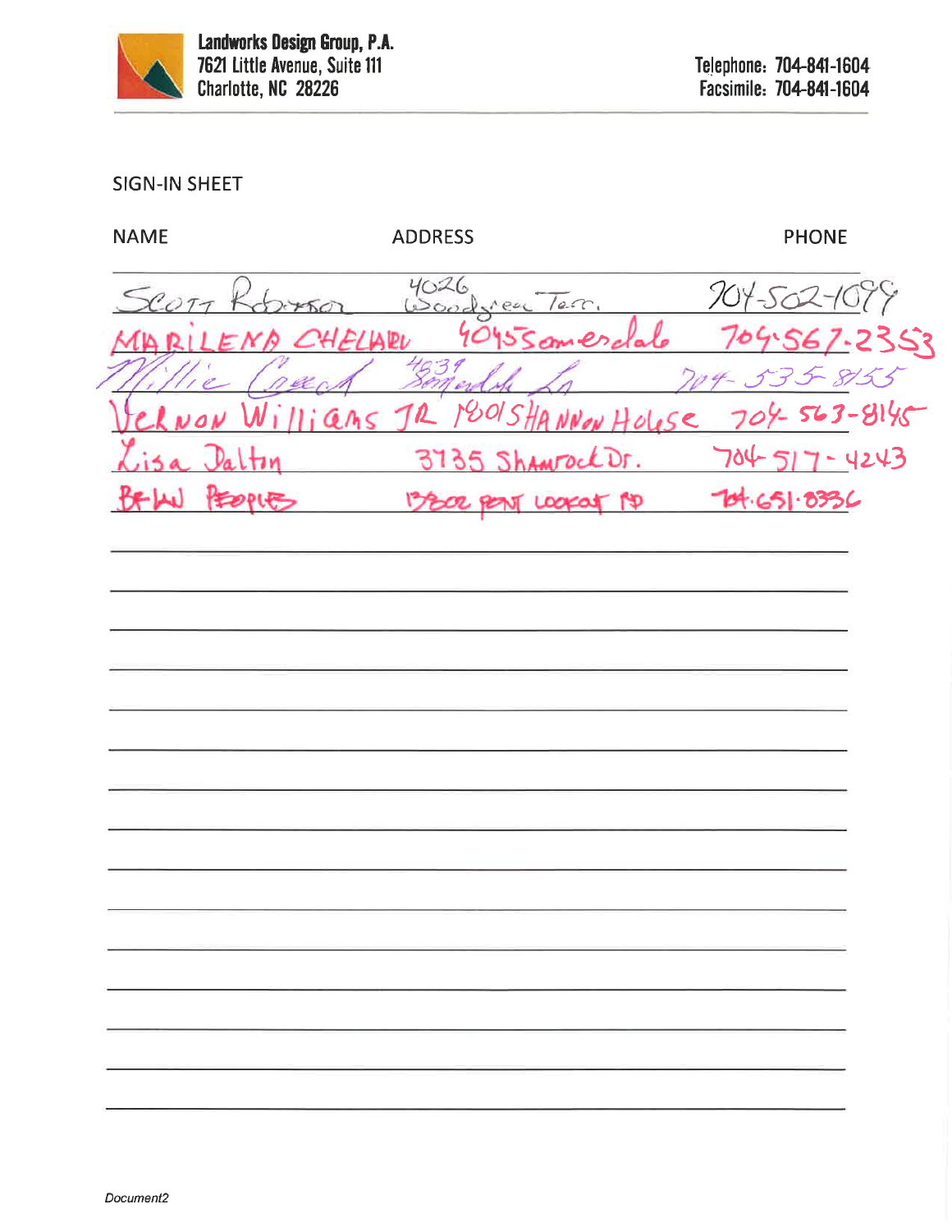**Landworks Design Group, P.A.**
**7621 Little Avenue, Suite 111**
**Charlotte, NC 28226**

**Telephone: 704-841-1604**
**Facsimile: 704-841-1604**

SIGN-IN SHEET

| NAME | ADDRESS | PHONE |
|---|---|---|
| Scott Robinson | 4026 Woodgreen Terr. | 704-502-1099 |
| MARILENA CHELARU | 4045 Somersdale | 704-567-2353 |
| Millie Creech | 4639 Somersdale Ln | 704-535-8155 |
| Vernon Williams JR | 1801 SHANNON House | 704-563-8145 |
| Lisa Dalton | 3735 Shamrock Dr. | 704-517-4243 |
| BRIAN PEOPLES | 13802 POINT LOOKOUT RD | 704.651.8336 |
| | | |
| | | |
| | | |
| | | |
| | | |
| | | |
| | | |
| | | |
| | | |
| | | |
| | | |
| | | |
| | | |
| | | |
| | | |

*Document2*